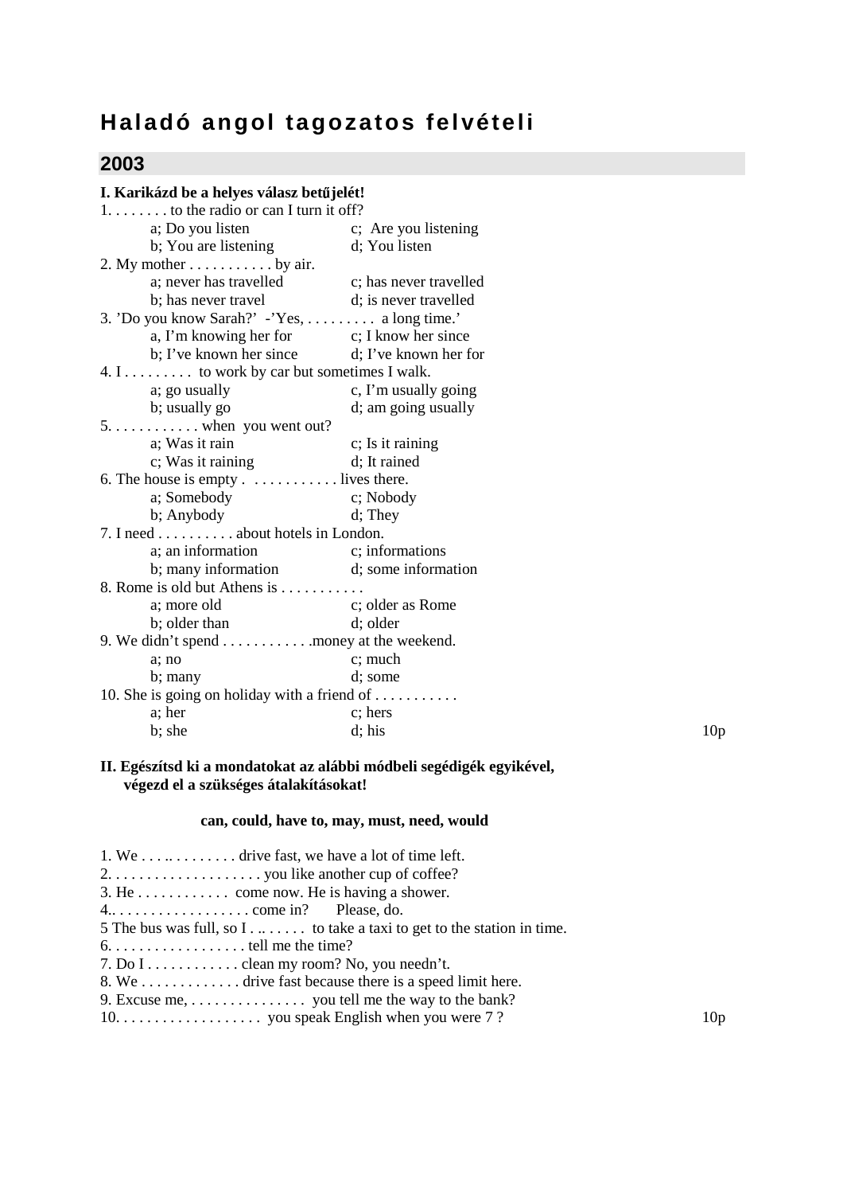# Haladó angol tagozatos felvételi

## 2003

**I. Karikázd be a helyes válasz betűjelét!**

1\. . . . . . . . to the radio or can I turn it off?

a; Do you listen  c; Are you listening
b; You are listening  d; You listen

2\. My mother . . . . . . . . . . . by air.

a; never has travelled  c; has never travelled
b; has never travel  d; is never travelled

3\. 'Do you know Sarah?' -'Yes, . . . . . . . . . a long time.'

a, I'm knowing her for  c; I know her since
b; I've known her since  d; I've known her for

4\. I . . . . . . . . . to work by car but sometimes I walk.

a; go usually  c, I'm usually going
b; usually go  d; am going usually

5\. . . . . . . . . . . . when you went out?

a; Was it rain  c; Is it raining
c; Was it raining  d; It rained

6\. The house is empty . . . . . . . . . . . . lives there.

a; Somebody  c; Nobody
b; Anybody  d; They

7\. I need . . . . . . . . . . about hotels in London.

a; an information  c; informations
b; many information  d; some information

8\. Rome is old but Athens is . . . . . . . . . . .

a; more old  c; older as Rome
b; older than  d; older

9\. We didn't spend . . . . . . . . . . . .money at the weekend.

a; no  c; much
b; many  d; some

10\. She is going on holiday with a friend of . . . . . . . . . . .

a; her  c; hers
b; she  d; his

10p

**II. Egészítsd ki a mondatokat az alábbi módbeli segédigék egyikével, végezd el a szükséges átalakításokat!**

**can, could, have to, may, must, need, would**

1\. We . . . .. . . . . . . . . drive fast, we have a lot of time left.
2\. . . . . . . . . . . . . . . . . . . . you like another cup of coffee?
3\. He . . . . . . . . . . . . come now. He is having a shower.
4.. . . . . . . . . . . . . . . . . . . come in? Please, do.
5 The bus was full, so I . .. . . . . . to take a taxi to get to the station in time.
6\. . . . . . . . . . . . . . . . . . . tell me the time?
7\. Do I . . . . . . . . . . . . clean my room? No, you needn't.
8\. We . . . . . . . . . . . . . drive fast because there is a speed limit here.
9\. Excuse me, . . . . . . . . . . . . . . . you tell me the way to the bank?
10\. . . . . . . . . . . . . . . . . . . you speak English when you were 7 ?

10p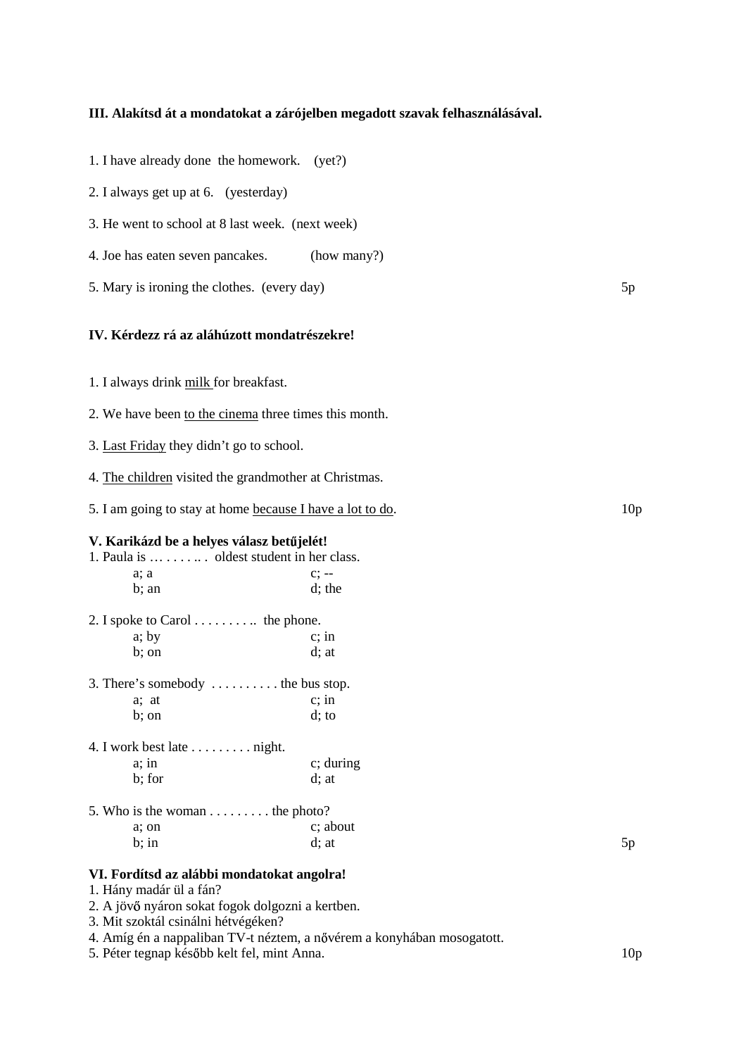**III. Alakítsd át a mondatokat a zárójelben megadott szavak felhasználásával.**

1. I have already done the homework. (yet?)
2. I always get up at 6. (yesterday)
3. He went to school at 8 last week. (next week)
4. Joe has eaten seven pancakes. (how many?)
5. Mary is ironing the clothes. (every day)

5p

**IV. Kérdezz rá az aláhúzott mondatrészekre!**

1. I always drink <u>milk</u> for breakfast.
2. We have been <u>to the cinema</u> three times this month.
3. <u>Last Friday</u> they didn't go to school.
4. <u>The children</u> visited the grandmother at Christmas.
5. I am going to stay at home <u>because I have a lot to do</u>.

10p

**V. Karikázd be a helyes válasz betűjelét!**

1. Paula is … . . . . .. . oldest student in her class.
   - a; a
   - b; an
   - c; --
   - d; the

2. I spoke to Carol . . . . . . . . .. the phone.
   - a; by
   - b; on
   - c; in
   - d; at

3. There's somebody . . . . . . . . . . the bus stop.
   - a; at
   - b; on
   - c; in
   - d; to

4. I work best late . . . . . . . . . night.
   - a; in
   - b; for
   - c; during
   - d; at

5. Who is the woman . . . . . . . . . the photo?
   - a; on
   - b; in
   - c; about
   - d; at

5p

**VI. Fordítsd az alábbi mondatokat angolra!**

1. Hány madár ül a fán?
2. A jövő nyáron sokat fogok dolgozni a kertben.
3. Mit szoktál csinálni hétvégéken?
4. Amíg én a nappaliban TV-t néztem, a nővérem a konyhában mosogatott.
5. Péter tegnap később kelt fel, mint Anna.

10p